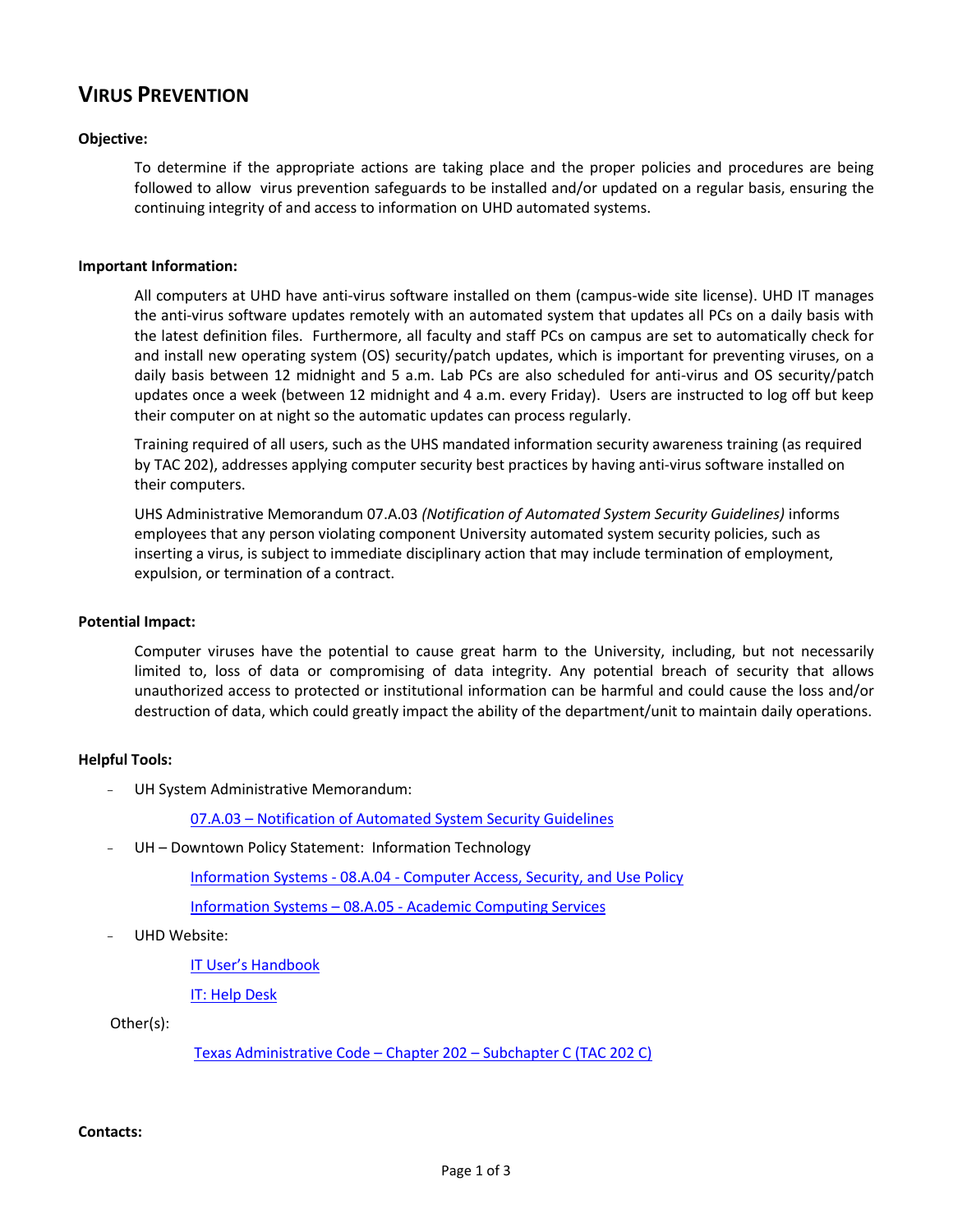# Virus Prevention

**Objective:**

To determine if the appropriate actions are taking place and the proper policies and procedures are being followed to allow virus prevention safeguards to be installed and/or updated on a regular basis, ensuring the continuing integrity of and access to information on UHD automated systems.

**Important Information:**

All computers at UHD have anti-virus software installed on them (campus-wide site license). UHD IT manages the anti-virus software updates remotely with an automated system that updates all PCs on a daily basis with the latest definition files. Furthermore, all faculty and staff PCs on campus are set to automatically check for and install new operating system (OS) security/patch updates, which is important for preventing viruses, on a daily basis between 12 midnight and 5 a.m. Lab PCs are also scheduled for anti-virus and OS security/patch updates once a week (between 12 midnight and 4 a.m. every Friday). Users are instructed to log off but keep their computer on at night so the automatic updates can process regularly.

Training required of all users, such as the UHS mandated information security awareness training (as required by TAC 202), addresses applying computer security best practices by having anti-virus software installed on their computers.

UHS Administrative Memorandum 07.A.03 *(Notification of Automated System Security Guidelines)* informs employees that any person violating component University automated system security policies, such as inserting a virus, is subject to immediate disciplinary action that may include termination of employment, expulsion, or termination of a contract.

**Potential Impact:**

Computer viruses have the potential to cause great harm to the University, including, but not necessarily limited to, loss of data or compromising of data integrity. Any potential breach of security that allows unauthorized access to protected or institutional information can be harmful and could cause the loss and/or destruction of data, which could greatly impact the ability of the department/unit to maintain daily operations.

**Helpful Tools:**

- UH System Administrative Memorandum:
  - 07.A.03 – Notification of Automated System Security Guidelines
- UH – Downtown Policy Statement: Information Technology
  - Information Systems - 08.A.04 - Computer Access, Security, and Use Policy
  - Information Systems – 08.A.05 - Academic Computing Services
- UHD Website:
  - IT User's Handbook
  - IT: Help Desk

Other(s):

- Texas Administrative Code – Chapter 202 – Subchapter C (TAC 202 C)

**Contacts:**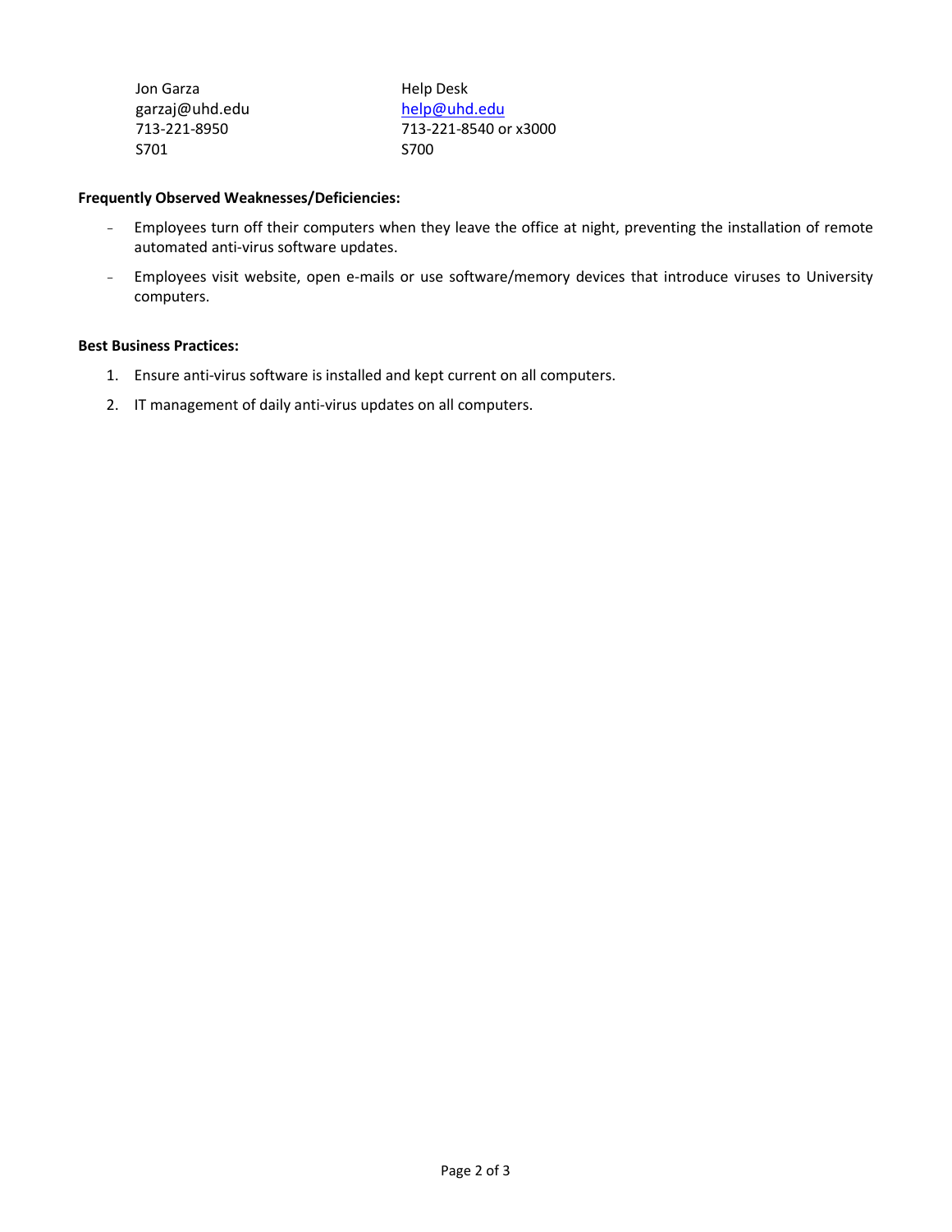| Jon Garza | Help Desk |
| --- | --- |
| garzaj@uhd.edu | help@uhd.edu |
| 713-221-8950 | 713-221-8540 or x3000 |
| S701 | S700 |

**Frequently Observed Weaknesses/Deficiencies:**

- Employees turn off their computers when they leave the office at night, preventing the installation of remote automated anti-virus software updates.
- Employees visit website, open e-mails or use software/memory devices that introduce viruses to University computers.

**Best Business Practices:**

1. Ensure anti-virus software is installed and kept current on all computers.
2. IT management of daily anti-virus updates on all computers.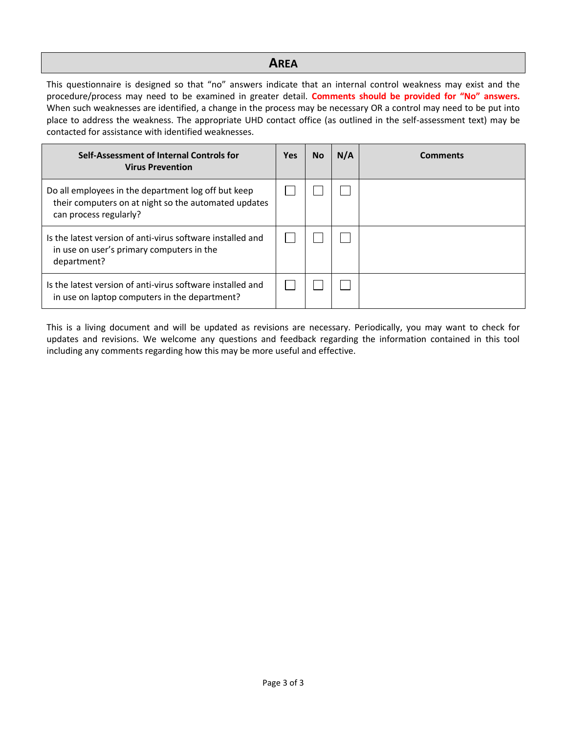## AREA

This questionnaire is designed so that “no” answers indicate that an internal control weakness may exist and the procedure/process may need to be examined in greater detail. **Comments should be provided for “No” answers.** When such weaknesses are identified, a change in the process may be necessary OR a control may need to be put into place to address the weakness. The appropriate UHD contact office (as outlined in the self-assessment text) may be contacted for assistance with identified weaknesses.

| Self-Assessment of Internal Controls for Virus Prevention | Yes | No | N/A | Comments |
|---|---|---|---|---|
| Do all employees in the department log off but keep their computers on at night so the automated updates can process regularly? | ☐ | ☐ | ☐ | |
| Is the latest version of anti-virus software installed and in use on user’s primary computers in the department? | ☐ | ☐ | ☐ | |
| Is the latest version of anti-virus software installed and in use on laptop computers in the department? | ☐ | ☐ | ☐ | |

This is a living document and will be updated as revisions are necessary. Periodically, you may want to check for updates and revisions. We welcome any questions and feedback regarding the information contained in this tool including any comments regarding how this may be more useful and effective.